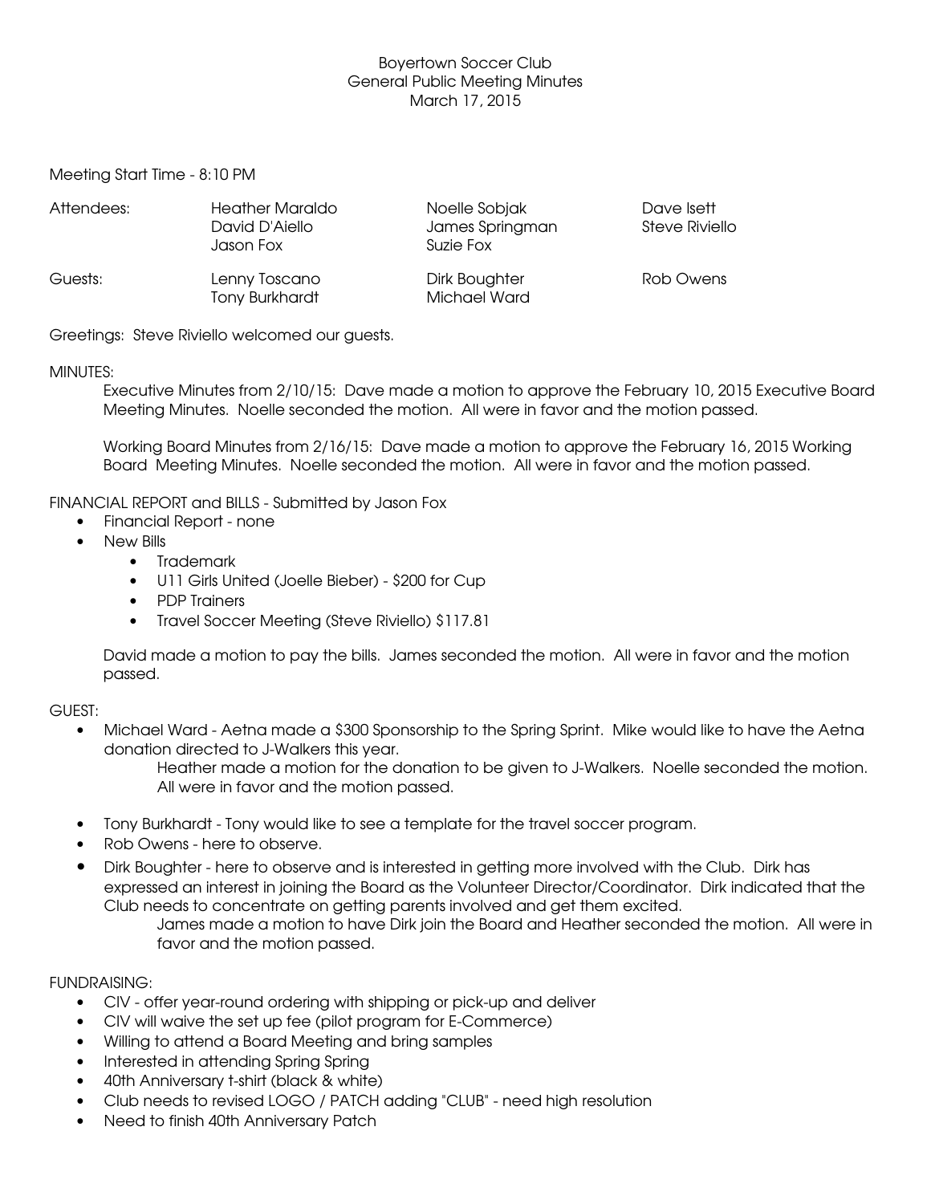# Boyertown Soccer Club
## General Public Meeting Minutes
### March 17, 2015

Meeting Start Time - 8:10 PM

| Attendees: | Heather Maraldo | Noelle Sobjak | Dave Isett |
|---|---|---|---|
| | David D'Aiello | James Springman | Steve Riviello |
| | Jason Fox | Suzie Fox | |
| Guests: | Lenny Toscano | Dirk Boughter | Rob Owens |
| | Tony Burkhardt | Michael Ward | |

Greetings: Steve Riviello welcomed our guests.

MINUTES:

Executive Minutes from 2/10/15: Dave made a motion to approve the February 10, 2015 Executive Board Meeting Minutes. Noelle seconded the motion. All were in favor and the motion passed.

Working Board Minutes from 2/16/15: Dave made a motion to approve the February 16, 2015 Working Board Meeting Minutes. Noelle seconded the motion. All were in favor and the motion passed.

FINANCIAL REPORT and BILLS - Submitted by Jason Fox

- Financial Report - none
- New Bills
    - Trademark
    - U11 Girls United (Joelle Bieber) - $200 for Cup
    - PDP Trainers
    - Travel Soccer Meeting (Steve Riviello) $117.81

David made a motion to pay the bills. James seconded the motion. All were in favor and the motion passed.

GUEST:

- Michael Ward - Aetna made a $300 Sponsorship to the Spring Sprint. Mike would like to have the Aetna donation directed to J-Walkers this year.

    Heather made a motion for the donation to be given to J-Walkers. Noelle seconded the motion. All were in favor and the motion passed.

- Tony Burkhardt - Tony would like to see a template for the travel soccer program.
- Rob Owens - here to observe.
- Dirk Boughter - here to observe and is interested in getting more involved with the Club. Dirk has expressed an interest in joining the Board as the Volunteer Director/Coordinator. Dirk indicated that the Club needs to concentrate on getting parents involved and get them excited.

    James made a motion to have Dirk join the Board and Heather seconded the motion. All were in favor and the motion passed.

FUNDRAISING:

- CIV - offer year-round ordering with shipping or pick-up and deliver
- CIV will waive the set up fee (pilot program for E-Commerce)
- Willing to attend a Board Meeting and bring samples
- Interested in attending Spring Spring
- 40th Anniversary t-shirt (black & white)
- Club needs to revised LOGO / PATCH adding "CLUB" - need high resolution
- Need to finish 40th Anniversary Patch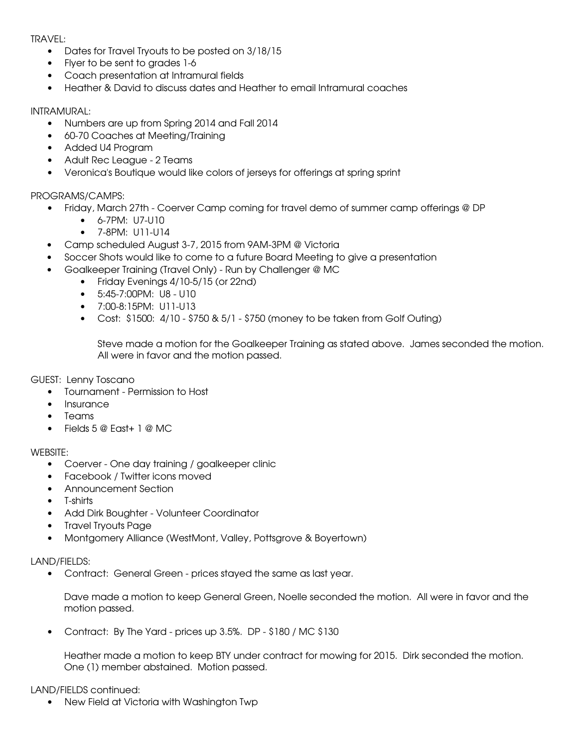TRAVEL:

- Dates for Travel Tryouts to be posted on 3/18/15
- Flyer to be sent to grades 1-6
- Coach presentation at Intramural fields
- Heather & David to discuss dates and Heather to email Intramural coaches

INTRAMURAL:

- Numbers are up from Spring 2014 and Fall 2014
- 60-70 Coaches at Meeting/Training
- Added U4 Program
- Adult Rec League - 2 Teams
- Veronica's Boutique would like colors of jerseys for offerings at spring sprint

PROGRAMS/CAMPS:

- Friday, March 27th - Coerver Camp coming for travel demo of summer camp offerings @ DP
  - 6-7PM: U7-U10
  - 7-8PM: U11-U14
- Camp scheduled August 3-7, 2015 from 9AM-3PM @ Victoria
- Soccer Shots would like to come to a future Board Meeting to give a presentation
- Goalkeeper Training (Travel Only) - Run by Challenger @ MC
  - Friday Evenings 4/10-5/15 (or 22nd)
  - 5:45-7:00PM: U8 - U10
  - 7:00-8:15PM: U11-U13
  - Cost: $1500: 4/10 - $750 & 5/1 - $750 (money to be taken from Golf Outing)

    Steve made a motion for the Goalkeeper Training as stated above. James seconded the motion. All were in favor and the motion passed.

GUEST: Lenny Toscano

- Tournament - Permission to Host
- Insurance
- Teams
- Fields 5 @ East+ 1 @ MC

WEBSITE:

- Coerver - One day training / goalkeeper clinic
- Facebook / Twitter icons moved
- Announcement Section
- T-shirts
- Add Dirk Boughter - Volunteer Coordinator
- Travel Tryouts Page
- Montgomery Alliance (WestMont, Valley, Pottsgrove & Boyertown)

LAND/FIELDS:

- Contract: General Green - prices stayed the same as last year.

  Dave made a motion to keep General Green, Noelle seconded the motion. All were in favor and the motion passed.

- Contract: By The Yard - prices up 3.5%. DP - $180 / MC $130

  Heather made a motion to keep BTY under contract for mowing for 2015. Dirk seconded the motion. One (1) member abstained. Motion passed.

LAND/FIELDS continued:

- New Field at Victoria with Washington Twp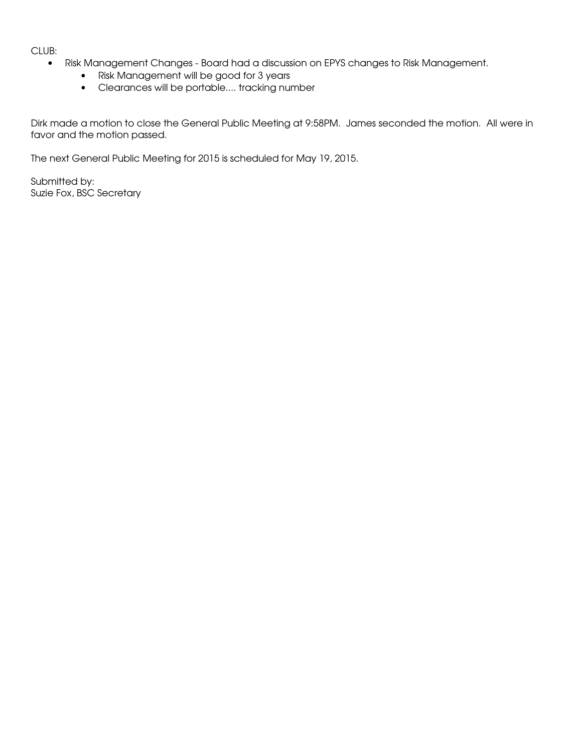CLUB:

- Risk Management Changes - Board had a discussion on EPYS changes to Risk Management.
    - Risk Management will be good for 3 years
    - Clearances will be portable.... tracking number

Dirk made a motion to close the General Public Meeting at 9:58PM. James seconded the motion. All were in favor and the motion passed.

The next General Public Meeting for 2015 is scheduled for May 19, 2015.

Submitted by:
Suzie Fox, BSC Secretary